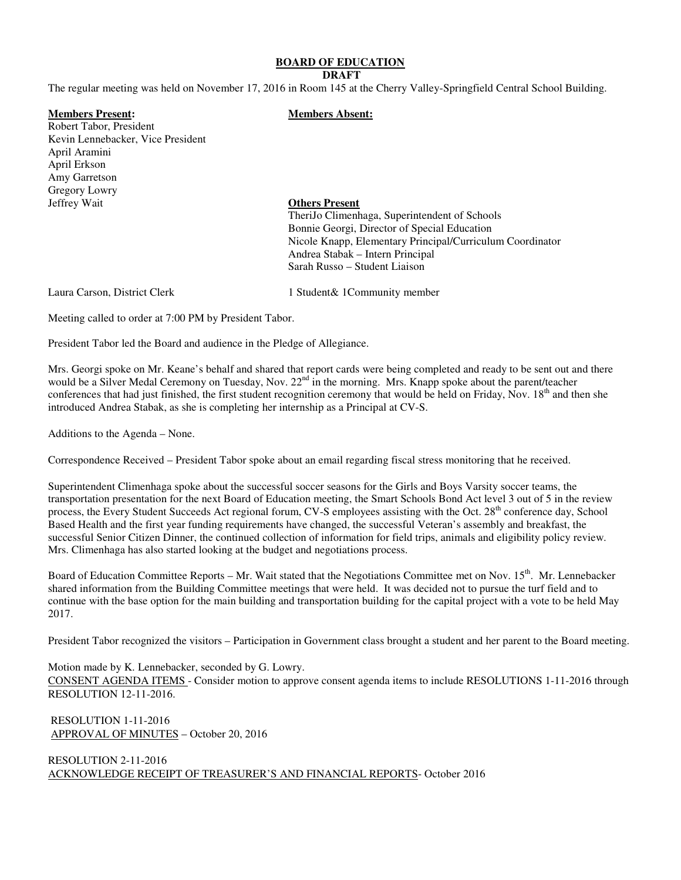**BOARD OF EDUCATION**
**DRAFT**

The regular meeting was held on November 17, 2016 in Room 145 at the Cherry Valley-Springfield Central School Building.

**Members Present:**

Robert Tabor, President
Kevin Lennebacker, Vice President
April Aramini
April Erkson
Amy Garretson
Gregory Lowry
Jeffrey Wait

**Members Absent:**

**Others Present**

TheriJo Climenhaga, Superintendent of Schools
Bonnie Georgi, Director of Special Education
Nicole Knapp, Elementary Principal/Curriculum Coordinator
Andrea Stabak – Intern Principal
Sarah Russo – Student Liaison

Laura Carson, District Clerk

1 Student& 1Community member

Meeting called to order at 7:00 PM by President Tabor.

President Tabor led the Board and audience in the Pledge of Allegiance.

Mrs. Georgi spoke on Mr. Keane's behalf and shared that report cards were being completed and ready to be sent out and there would be a Silver Medal Ceremony on Tuesday, Nov. 22nd in the morning. Mrs. Knapp spoke about the parent/teacher conferences that had just finished, the first student recognition ceremony that would be held on Friday, Nov. 18th and then she introduced Andrea Stabak, as she is completing her internship as a Principal at CV-S.

Additions to the Agenda – None.

Correspondence Received – President Tabor spoke about an email regarding fiscal stress monitoring that he received.

Superintendent Climenhaga spoke about the successful soccer seasons for the Girls and Boys Varsity soccer teams, the transportation presentation for the next Board of Education meeting, the Smart Schools Bond Act level 3 out of 5 in the review process, the Every Student Succeeds Act regional forum, CV-S employees assisting with the Oct. 28th conference day, School Based Health and the first year funding requirements have changed, the successful Veteran's assembly and breakfast, the successful Senior Citizen Dinner, the continued collection of information for field trips, animals and eligibility policy review. Mrs. Climenhaga has also started looking at the budget and negotiations process.

Board of Education Committee Reports – Mr. Wait stated that the Negotiations Committee met on Nov. 15th. Mr. Lennebacker shared information from the Building Committee meetings that were held. It was decided not to pursue the turf field and to continue with the base option for the main building and transportation building for the capital project with a vote to be held May 2017.

President Tabor recognized the visitors – Participation in Government class brought a student and her parent to the Board meeting.

Motion made by K. Lennebacker, seconded by G. Lowry.
CONSENT AGENDA ITEMS - Consider motion to approve consent agenda items to include RESOLUTIONS 1-11-2016 through RESOLUTION 12-11-2016.

RESOLUTION 1-11-2016
APPROVAL OF MINUTES – October 20, 2016

RESOLUTION 2-11-2016
ACKNOWLEDGE RECEIPT OF TREASURER'S AND FINANCIAL REPORTS- October 2016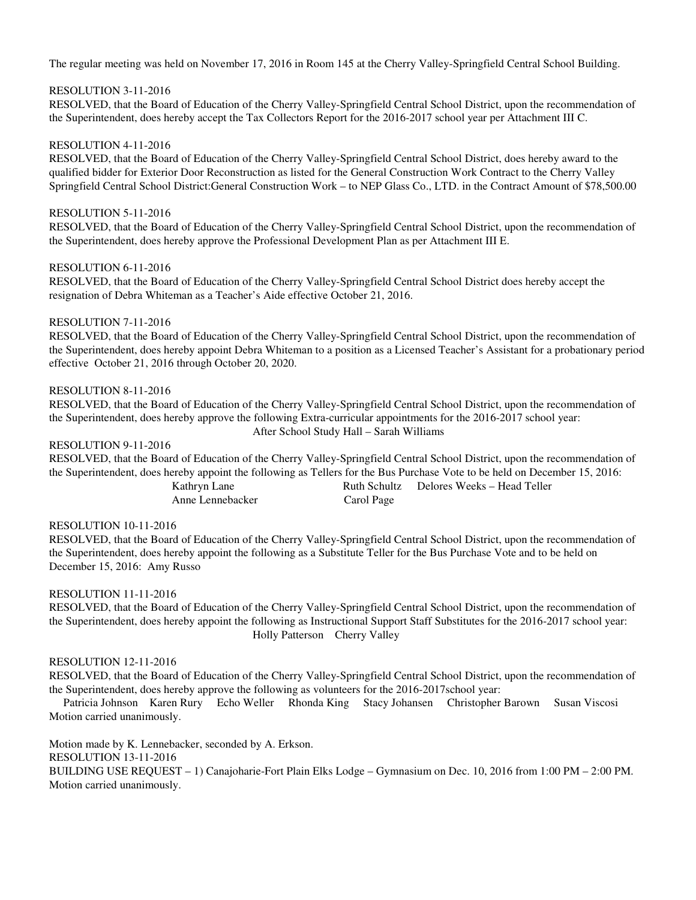The regular meeting was held on November 17, 2016 in Room 145 at the Cherry Valley-Springfield Central School Building.

RESOLUTION 3-11-2016
RESOLVED, that the Board of Education of the Cherry Valley-Springfield Central School District, upon the recommendation of the Superintendent, does hereby accept the Tax Collectors Report for the 2016-2017 school year per Attachment III C.

RESOLUTION 4-11-2016
RESOLVED, that the Board of Education of the Cherry Valley-Springfield Central School District, does hereby award to the qualified bidder for Exterior Door Reconstruction as listed for the General Construction Work Contract to the Cherry Valley Springfield Central School District:General Construction Work – to NEP Glass Co., LTD. in the Contract Amount of $78,500.00

RESOLUTION 5-11-2016
RESOLVED, that the Board of Education of the Cherry Valley-Springfield Central School District, upon the recommendation of the Superintendent, does hereby approve the Professional Development Plan as per Attachment III E.

RESOLUTION 6-11-2016
RESOLVED, that the Board of Education of the Cherry Valley-Springfield Central School District does hereby accept the resignation of Debra Whiteman as a Teacher's Aide effective October 21, 2016.

RESOLUTION 7-11-2016
RESOLVED, that the Board of Education of the Cherry Valley-Springfield Central School District, upon the recommendation of the Superintendent, does hereby appoint Debra Whiteman to a position as a Licensed Teacher's Assistant for a probationary period effective October 21, 2016 through October 20, 2020.

RESOLUTION 8-11-2016
RESOLVED, that the Board of Education of the Cherry Valley-Springfield Central School District, upon the recommendation of the Superintendent, does hereby approve the following Extra-curricular appointments for the 2016-2017 school year:

After School Study Hall – Sarah Williams

RESOLUTION 9-11-2016
RESOLVED, that the Board of Education of the Cherry Valley-Springfield Central School District, upon the recommendation of the Superintendent, does hereby appoint the following as Tellers for the Bus Purchase Vote to be held on December 15, 2016:

Kathryn Lane Ruth Schultz Delores Weeks – Head Teller
Anne Lennebacker Carol Page

RESOLUTION 10-11-2016
RESOLVED, that the Board of Education of the Cherry Valley-Springfield Central School District, upon the recommendation of the Superintendent, does hereby appoint the following as a Substitute Teller for the Bus Purchase Vote and to be held on December 15, 2016: Amy Russo

RESOLUTION 11-11-2016
RESOLVED, that the Board of Education of the Cherry Valley-Springfield Central School District, upon the recommendation of the Superintendent, does hereby appoint the following as Instructional Support Staff Substitutes for the 2016-2017 school year:

Holly Patterson Cherry Valley

RESOLUTION 12-11-2016
RESOLVED, that the Board of Education of the Cherry Valley-Springfield Central School District, upon the recommendation of the Superintendent, does hereby approve the following as volunteers for the 2016-2017school year:

Patricia Johnson Karen Rury Echo Weller Rhonda King Stacy Johansen Christopher Barown Susan Viscosi

Motion carried unanimously.

Motion made by K. Lennebacker, seconded by A. Erkson.

RESOLUTION 13-11-2016
BUILDING USE REQUEST – 1) Canajoharie-Fort Plain Elks Lodge – Gymnasium on Dec. 10, 2016 from 1:00 PM – 2:00 PM.
Motion carried unanimously.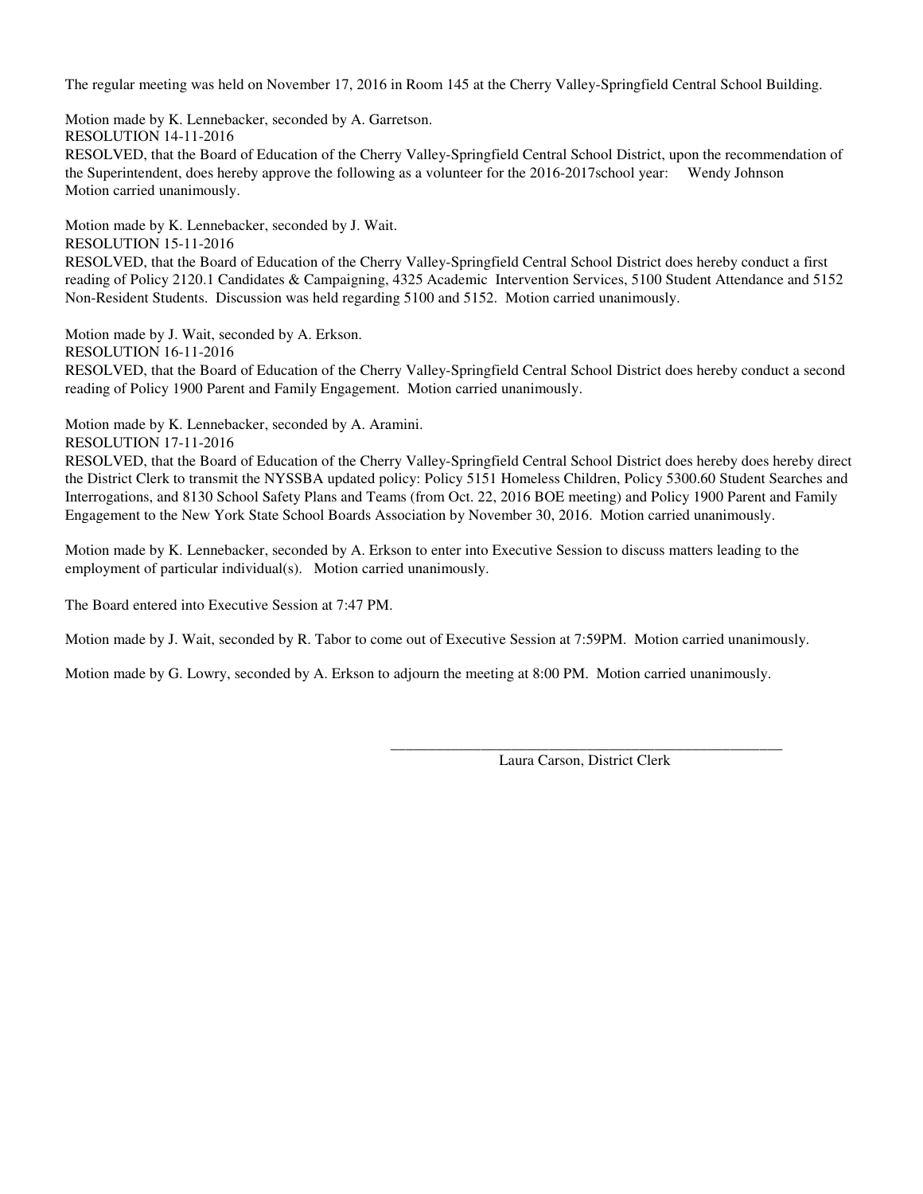The regular meeting was held on November 17, 2016 in Room 145 at the Cherry Valley-Springfield Central School Building.

Motion made by K. Lennebacker, seconded by A. Garretson.
RESOLUTION 14-11-2016
RESOLVED, that the Board of Education of the Cherry Valley-Springfield Central School District, upon the recommendation of the Superintendent, does hereby approve the following as a volunteer for the 2016-2017school year: Wendy Johnson
Motion carried unanimously.

Motion made by K. Lennebacker, seconded by J. Wait.
RESOLUTION 15-11-2016
RESOLVED, that the Board of Education of the Cherry Valley-Springfield Central School District does hereby conduct a first reading of Policy 2120.1 Candidates & Campaigning, 4325 Academic Intervention Services, 5100 Student Attendance and 5152 Non-Resident Students. Discussion was held regarding 5100 and 5152. Motion carried unanimously.

Motion made by J. Wait, seconded by A. Erkson.
RESOLUTION 16-11-2016
RESOLVED, that the Board of Education of the Cherry Valley-Springfield Central School District does hereby conduct a second reading of Policy 1900 Parent and Family Engagement. Motion carried unanimously.

Motion made by K. Lennebacker, seconded by A. Aramini.
RESOLUTION 17-11-2016
RESOLVED, that the Board of Education of the Cherry Valley-Springfield Central School District does hereby does hereby direct the District Clerk to transmit the NYSSBA updated policy: Policy 5151 Homeless Children, Policy 5300.60 Student Searches and Interrogations, and 8130 School Safety Plans and Teams (from Oct. 22, 2016 BOE meeting) and Policy 1900 Parent and Family Engagement to the New York State School Boards Association by November 30, 2016. Motion carried unanimously.

Motion made by K. Lennebacker, seconded by A. Erkson to enter into Executive Session to discuss matters leading to the employment of particular individual(s). Motion carried unanimously.

The Board entered into Executive Session at 7:47 PM.

Motion made by J. Wait, seconded by R. Tabor to come out of Executive Session at 7:59PM. Motion carried unanimously.

Motion made by G. Lowry, seconded by A. Erkson to adjourn the meeting at 8:00 PM. Motion carried unanimously.

\_\_\_\_\_\_\_\_\_\_\_\_\_\_\_\_\_\_\_\_\_\_\_\_\_\_\_\_\_\_\_\_\_\_\_\_\_\_\_\_\_\_\_\_\_\_\_\_\_\_

Laura Carson, District Clerk